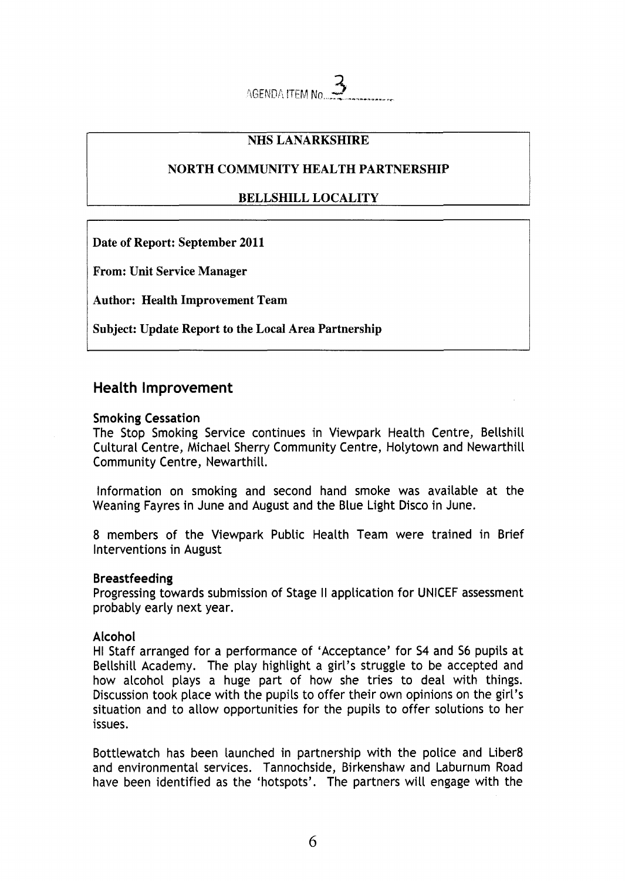AGENDA ITEM No. 3

**NHS LANARKSHIRE**

**NORTH COMMUNITY HEALTH PARTNERSHIP**

**BELLSHILL LOCALITY**

**Date of Report: September 2011**

**From: Unit Service Manager**

**Author: Health Improvement Team**

**Subject: Update Report to the Local Area Partnership**

## Health Improvement

### Smoking Cessation

The Stop Smoking Service continues in Viewpark Health Centre, Bellshill Cultural Centre, Michael Sherry Community Centre, Holytown and Newarthill Community Centre, Newarthill.

Information on smoking and second hand smoke was available at the Weaning Fayres in June and August and the Blue Light Disco in June.

8 members of the Viewpark Public Health Team were trained in Brief Interventions in August

### Breastfeeding

Progressing towards submission of Stage II application for UNICEF assessment probably early next year.

### Alcohol

HI Staff arranged for a performance of 'Acceptance' for S4 and S6 pupils at Bellshill Academy. The play highlight a girl's struggle to be accepted and how alcohol plays a huge part of how she tries to deal with things. Discussion took place with the pupils to offer their own opinions on the girl's situation and to allow opportunities for the pupils to offer solutions to her issues.

Bottlewatch has been launched in partnership with the police and Liber8 and environmental services. Tannochside, Birkenshaw and Laburnum Road have been identified as the 'hotspots'. The partners will engage with the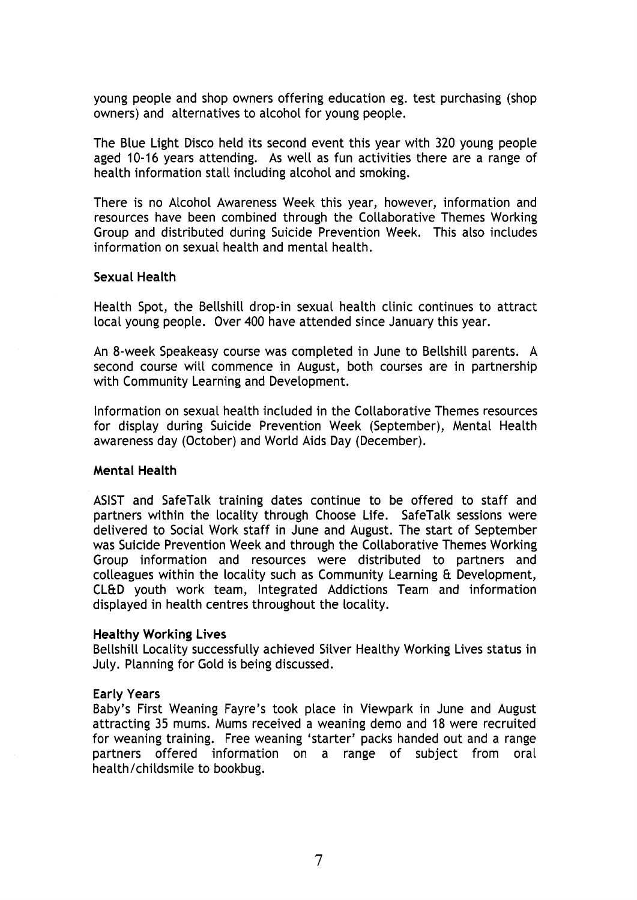young people and shop owners offering education eg. test purchasing (shop owners) and alternatives to alcohol for young people.

The Blue Light Disco held its second event this year with 320 young people aged 10-16 years attending. As well as fun activities there are a range of health information stall including alcohol and smoking.

There is no Alcohol Awareness Week this year, however, information and resources have been combined through the Collaborative Themes Working Group and distributed during Suicide Prevention Week. This also includes information on sexual health and mental health.

**Sexual Health**

Health Spot, the Bellshill drop-in sexual health clinic continues to attract local young people. Over 400 have attended since January this year.

An 8-week Speakeasy course was completed in June to Bellshill parents. A second course will commence in August, both courses are in partnership with Community Learning and Development.

Information on sexual health included in the Collaborative Themes resources for display during Suicide Prevention Week (September), Mental Health awareness day (October) and World Aids Day (December).

**Mental Health**

ASIST and SafeTalk training dates continue to be offered to staff and partners within the locality through Choose Life. SafeTalk sessions were delivered to Social Work staff in June and August. The start of September was Suicide Prevention Week and through the Collaborative Themes Working Group information and resources were distributed to partners and colleagues within the locality such as Community Learning & Development, CL&D youth work team, Integrated Addictions Team and information displayed in health centres throughout the locality.

**Healthy Working Lives**

Bellshill Locality successfully achieved Silver Healthy Working Lives status in July. Planning for Gold is being discussed.

**Early Years**

Baby's First Weaning Fayre's took place in Viewpark in June and August attracting 35 mums. Mums received a weaning demo and 18 were recruited for weaning training. Free weaning 'starter' packs handed out and a range partners offered information on a range of subject from oral health/childsmile to bookbug.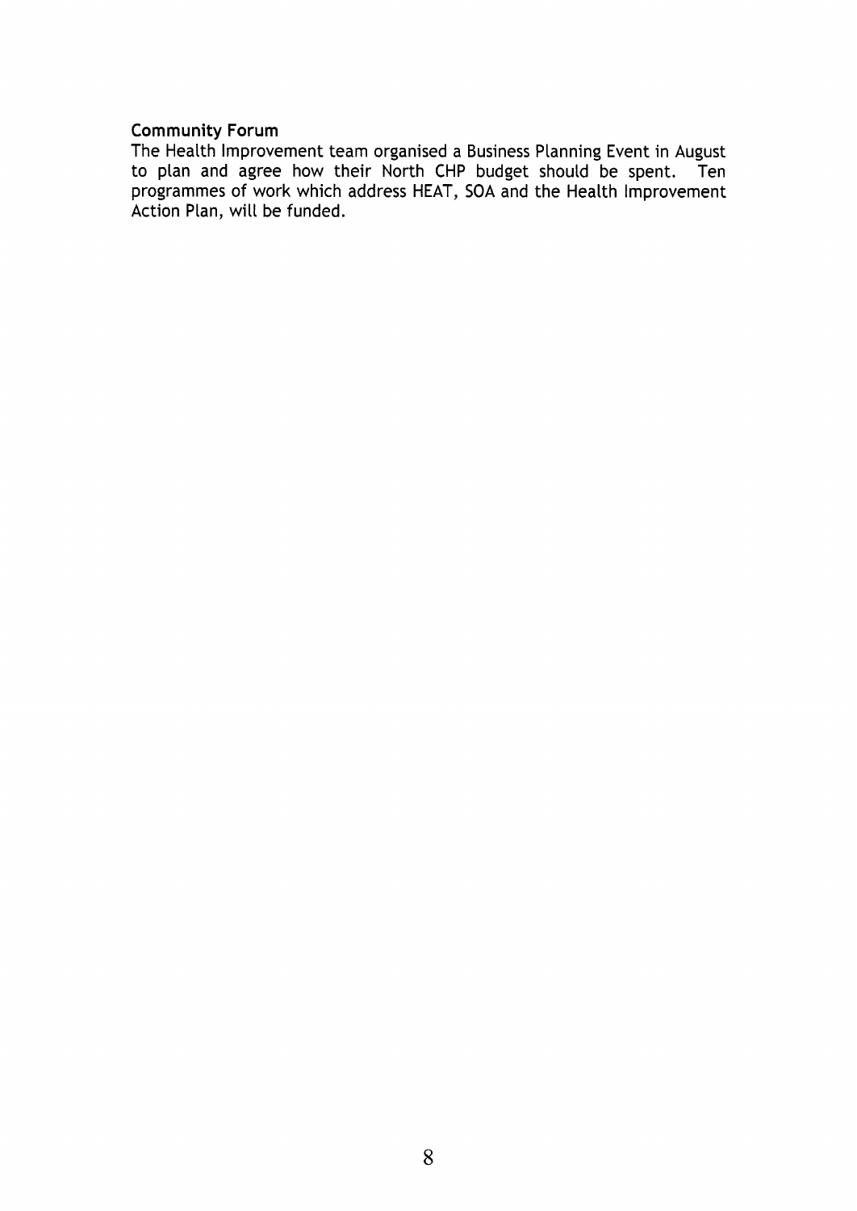**Community Forum**

The Health Improvement team organised a Business Planning Event in August to plan and agree how their North CHP budget should be spent. Ten programmes of work which address HEAT, SOA and the Health Improvement Action Plan, will be funded.